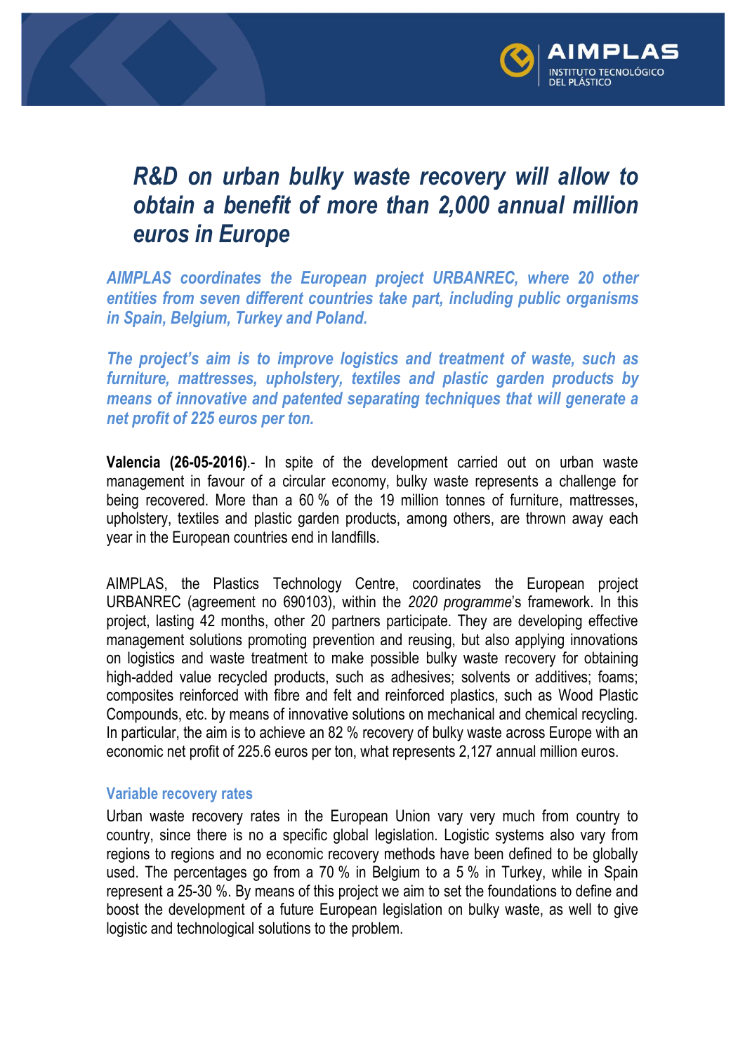# *R&D on urban bulky waste recovery will allow to obtain a benefit of more than 2,000 annual million euros in Europe*

***AIMPLAS coordinates the European project URBANREC, where 20 other entities from seven different countries take part, including public organisms in Spain, Belgium, Turkey and Poland.***

***The project's aim is to improve logistics and treatment of waste, such as furniture, mattresses, upholstery, textiles and plastic garden products by means of innovative and patented separating techniques that will generate a net profit of 225 euros per ton.***

**Valencia (26-05-2016)**.- In spite of the development carried out on urban waste management in favour of a circular economy, bulky waste represents a challenge for being recovered. More than a 60 % of the 19 million tonnes of furniture, mattresses, upholstery, textiles and plastic garden products, among others, are thrown away each year in the European countries end in landfills.

AIMPLAS, the Plastics Technology Centre, coordinates the European project URBANREC (agreement no 690103), within the *2020 programme*'s framework. In this project, lasting 42 months, other 20 partners participate. They are developing effective management solutions promoting prevention and reusing, but also applying innovations on logistics and waste treatment to make possible bulky waste recovery for obtaining high-added value recycled products, such as adhesives; solvents or additives; foams; composites reinforced with fibre and felt and reinforced plastics, such as Wood Plastic Compounds, etc. by means of innovative solutions on mechanical and chemical recycling. In particular, the aim is to achieve an 82 % recovery of bulky waste across Europe with an economic net profit of 225.6 euros per ton, what represents 2,127 annual million euros.

### Variable recovery rates

Urban waste recovery rates in the European Union vary very much from country to country, since there is no a specific global legislation. Logistic systems also vary from regions to regions and no economic recovery methods have been defined to be globally used. The percentages go from a 70 % in Belgium to a 5 % in Turkey, while in Spain represent a 25-30 %. By means of this project we aim to set the foundations to define and boost the development of a future European legislation on bulky waste, as well to give logistic and technological solutions to the problem.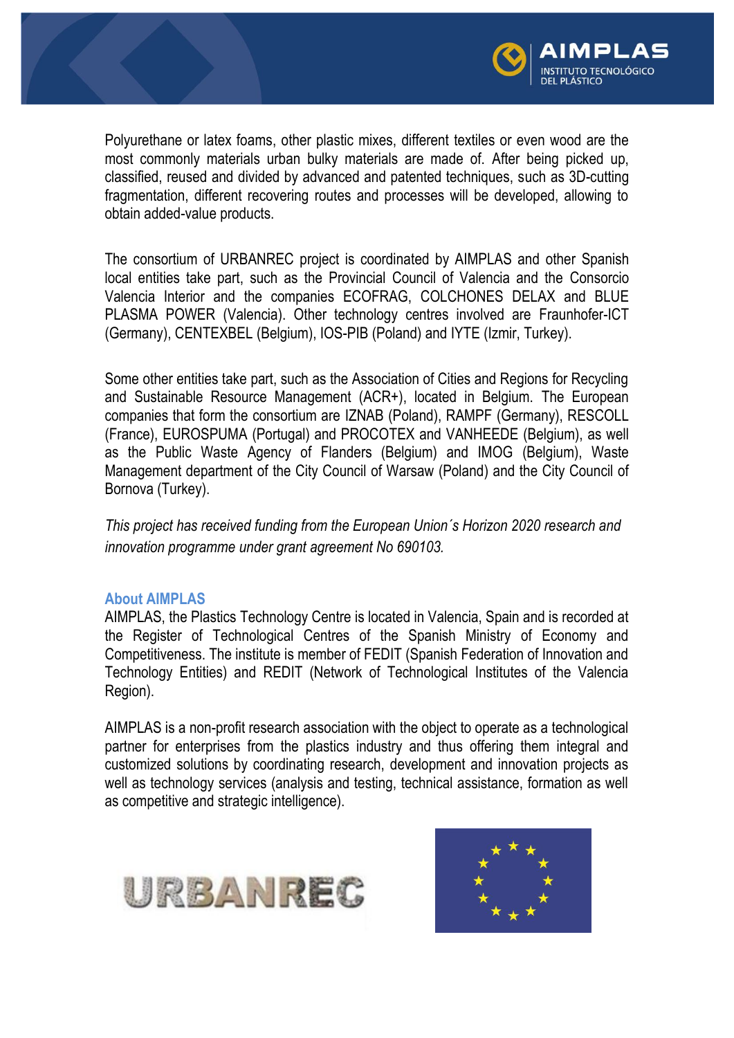Polyurethane or latex foams, other plastic mixes, different textiles or even wood are the most commonly materials urban bulky materials are made of. After being picked up, classified, reused and divided by advanced and patented techniques, such as 3D-cutting fragmentation, different recovering routes and processes will be developed, allowing to obtain added-value products.

The consortium of URBANREC project is coordinated by AIMPLAS and other Spanish local entities take part, such as the Provincial Council of Valencia and the Consorcio Valencia Interior and the companies ECOFRAG, COLCHONES DELAX and BLUE PLASMA POWER (Valencia). Other technology centres involved are Fraunhofer-ICT (Germany), CENTEXBEL (Belgium), IOS-PIB (Poland) and IYTE (Izmir, Turkey).

Some other entities take part, such as the Association of Cities and Regions for Recycling and Sustainable Resource Management (ACR+), located in Belgium. The European companies that form the consortium are IZNAB (Poland), RAMPF (Germany), RESCOLL (France), EUROSPUMA (Portugal) and PROCOTEX and VANHEEDE (Belgium), as well as the Public Waste Agency of Flanders (Belgium) and IMOG (Belgium), Waste Management department of the City Council of Warsaw (Poland) and the City Council of Bornova (Turkey).

*This project has received funding from the European Union´s Horizon 2020 research and innovation programme under grant agreement No 690103.*

### About AIMPLAS

AIMPLAS, the Plastics Technology Centre is located in Valencia, Spain and is recorded at the Register of Technological Centres of the Spanish Ministry of Economy and Competitiveness. The institute is member of FEDIT (Spanish Federation of Innovation and Technology Entities) and REDIT (Network of Technological Institutes of the Valencia Region).

AIMPLAS is a non-profit research association with the object to operate as a technological partner for enterprises from the plastics industry and thus offering them integral and customized solutions by coordinating research, development and innovation projects as well as technology services (analysis and testing, technical assistance, formation as well as competitive and strategic intelligence).

URBANREC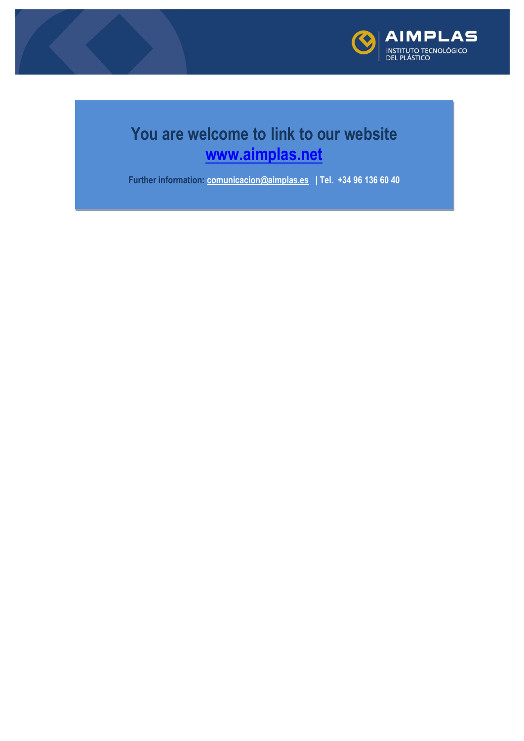**You are welcome to link to our website www.aimplas.net**

**Further information: comunicacion@aimplas.es | Tel. +34 96 136 60 40**